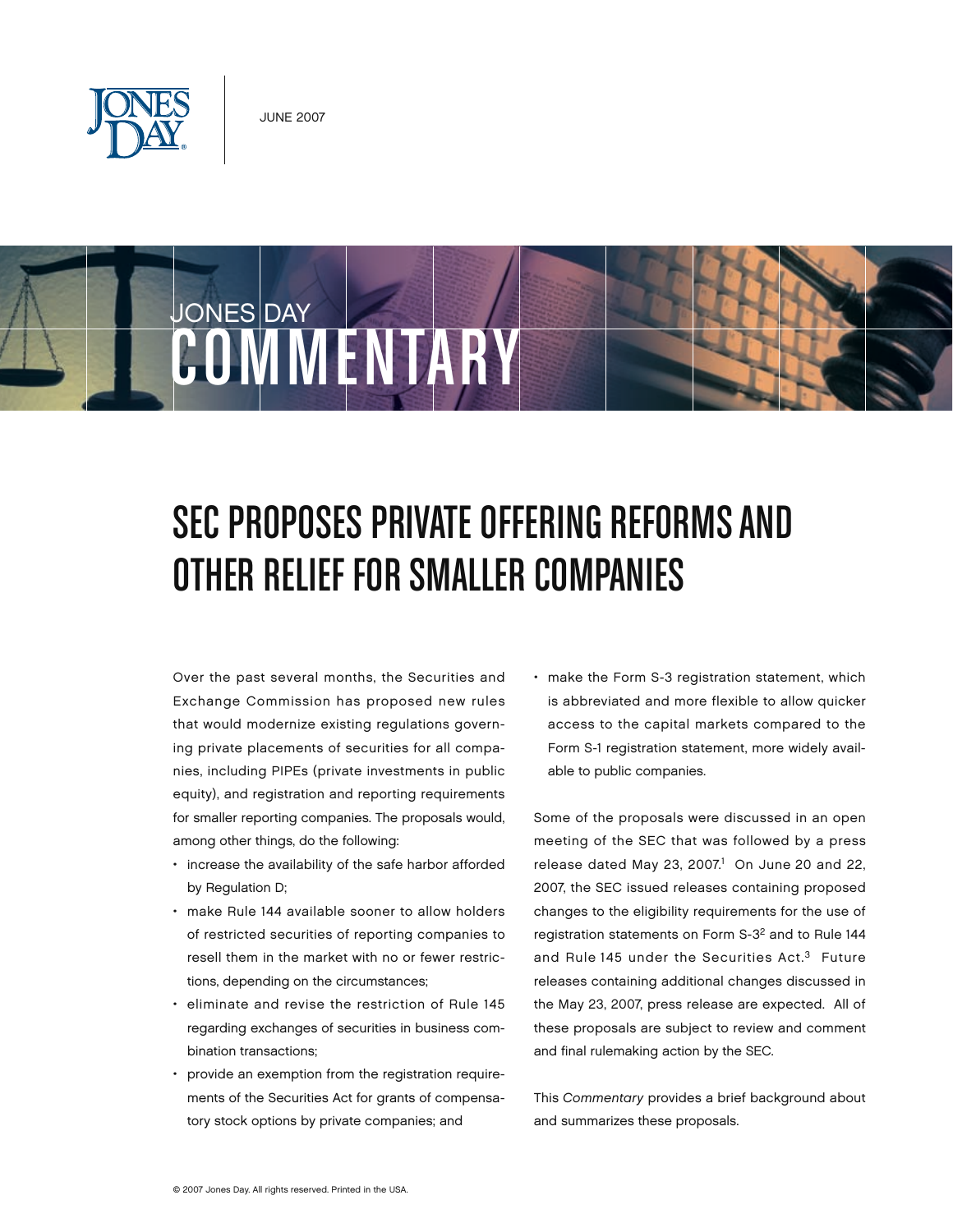JUNE 2007

JONES DAY COMMENTARY

# SEC PROPOSES PRIVATE OFFERING REFORMS AND OTHER RELIEF FOR SMALLER COMPANIES

Over the past several months, the Securities and Exchange Commission has proposed new rules that would modernize existing regulations governing private placements of securities for all companies, including PIPEs (private investments in public equity), and registration and reporting requirements for smaller reporting companies. The proposals would, among other things, do the following:

- increase the availability of the safe harbor afforded by Regulation D;
- make Rule 144 available sooner to allow holders of restricted securities of reporting companies to resell them in the market with no or fewer restrictions, depending on the circumstances;
- eliminate and revise the restriction of Rule 145 regarding exchanges of securities in business combination transactions;
- provide an exemption from the registration requirements of the Securities Act for grants of compensatory stock options by private companies; and
- make the Form S-3 registration statement, which is abbreviated and more flexible to allow quicker access to the capital markets compared to the Form S-1 registration statement, more widely available to public companies.

Some of the proposals were discussed in an open meeting of the SEC that was followed by a press release dated May 23, 2007.[1] On June 20 and 22, 2007, the SEC issued releases containing proposed changes to the eligibility requirements for the use of registration statements on Form S-3[2] and to Rule 144 and Rule 145 under the Securities Act.[3] Future releases containing additional changes discussed in the May 23, 2007, press release are expected. All of these proposals are subject to review and comment and final rulemaking action by the SEC.

This *Commentary* provides a brief background about and summarizes these proposals.

© 2007 Jones Day. All rights reserved. Printed in the USA.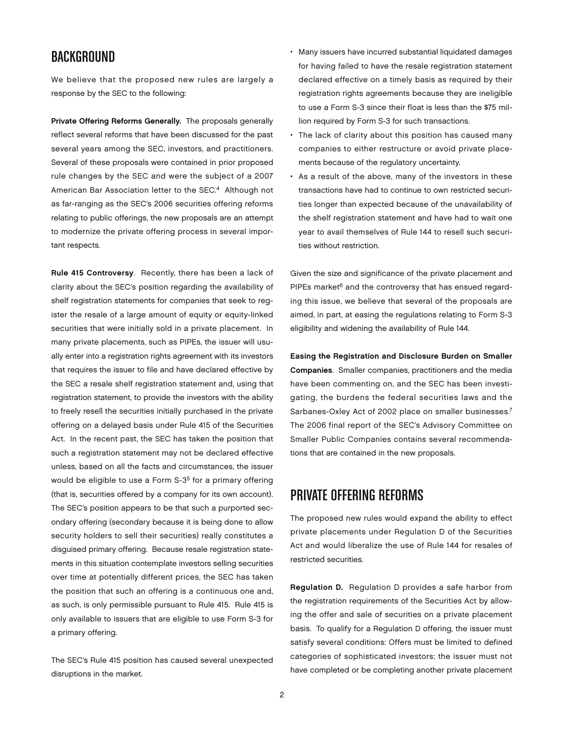## BACKGROUND

We believe that the proposed new rules are largely a response by the SEC to the following:

**Private Offering Reforms Generally.** The proposals generally reflect several reforms that have been discussed for the past several years among the SEC, investors, and practitioners. Several of these proposals were contained in prior proposed rule changes by the SEC and were the subject of a 2007 American Bar Association letter to the SEC.[4] Although not as far-ranging as the SEC's 2006 securities offering reforms relating to public offerings, the new proposals are an attempt to modernize the private offering process in several important respects.

**Rule 415 Controversy**. Recently, there has been a lack of clarity about the SEC's position regarding the availability of shelf registration statements for companies that seek to register the resale of a large amount of equity or equity-linked securities that were initially sold in a private placement. In many private placements, such as PIPEs, the issuer will usually enter into a registration rights agreement with its investors that requires the issuer to file and have declared effective by the SEC a resale shelf registration statement and, using that registration statement, to provide the investors with the ability to freely resell the securities initially purchased in the private offering on a delayed basis under Rule 415 of the Securities Act. In the recent past, the SEC has taken the position that such a registration statement may not be declared effective unless, based on all the facts and circumstances, the issuer would be eligible to use a Form S-3[5] for a primary offering (that is, securities offered by a company for its own account). The SEC's position appears to be that such a purported secondary offering (secondary because it is being done to allow security holders to sell their securities) really constitutes a disguised primary offering. Because resale registration statements in this situation contemplate investors selling securities over time at potentially different prices, the SEC has taken the position that such an offering is a continuous one and, as such, is only permissible pursuant to Rule 415. Rule 415 is only available to issuers that are eligible to use Form S-3 for a primary offering.

The SEC's Rule 415 position has caused several unexpected disruptions in the market.

- Many issuers have incurred substantial liquidated damages for having failed to have the resale registration statement declared effective on a timely basis as required by their registration rights agreements because they are ineligible to use a Form S-3 since their float is less than the $75 million required by Form S-3 for such transactions.
- The lack of clarity about this position has caused many companies to either restructure or avoid private placements because of the regulatory uncertainty.
- As a result of the above, many of the investors in these transactions have had to continue to own restricted securities longer than expected because of the unavailability of the shelf registration statement and have had to wait one year to avail themselves of Rule 144 to resell such securities without restriction.

Given the size and significance of the private placement and PIPEs market[6] and the controversy that has ensued regarding this issue, we believe that several of the proposals are aimed, in part, at easing the regulations relating to Form S-3 eligibility and widening the availability of Rule 144.

**Easing the Registration and Disclosure Burden on Smaller Companies**. Smaller companies, practitioners and the media have been commenting on, and the SEC has been investigating, the burdens the federal securities laws and the Sarbanes-Oxley Act of 2002 place on smaller businesses.[7] The 2006 final report of the SEC's Advisory Committee on Smaller Public Companies contains several recommendations that are contained in the new proposals.

## PRIVATE OFFERING REFORMS

The proposed new rules would expand the ability to effect private placements under Regulation D of the Securities Act and would liberalize the use of Rule 144 for resales of restricted securities.

**Regulation D.** Regulation D provides a safe harbor from the registration requirements of the Securities Act by allowing the offer and sale of securities on a private placement basis. To qualify for a Regulation D offering, the issuer must satisfy several conditions: Offers must be limited to defined categories of sophisticated investors; the issuer must not have completed or be completing another private placement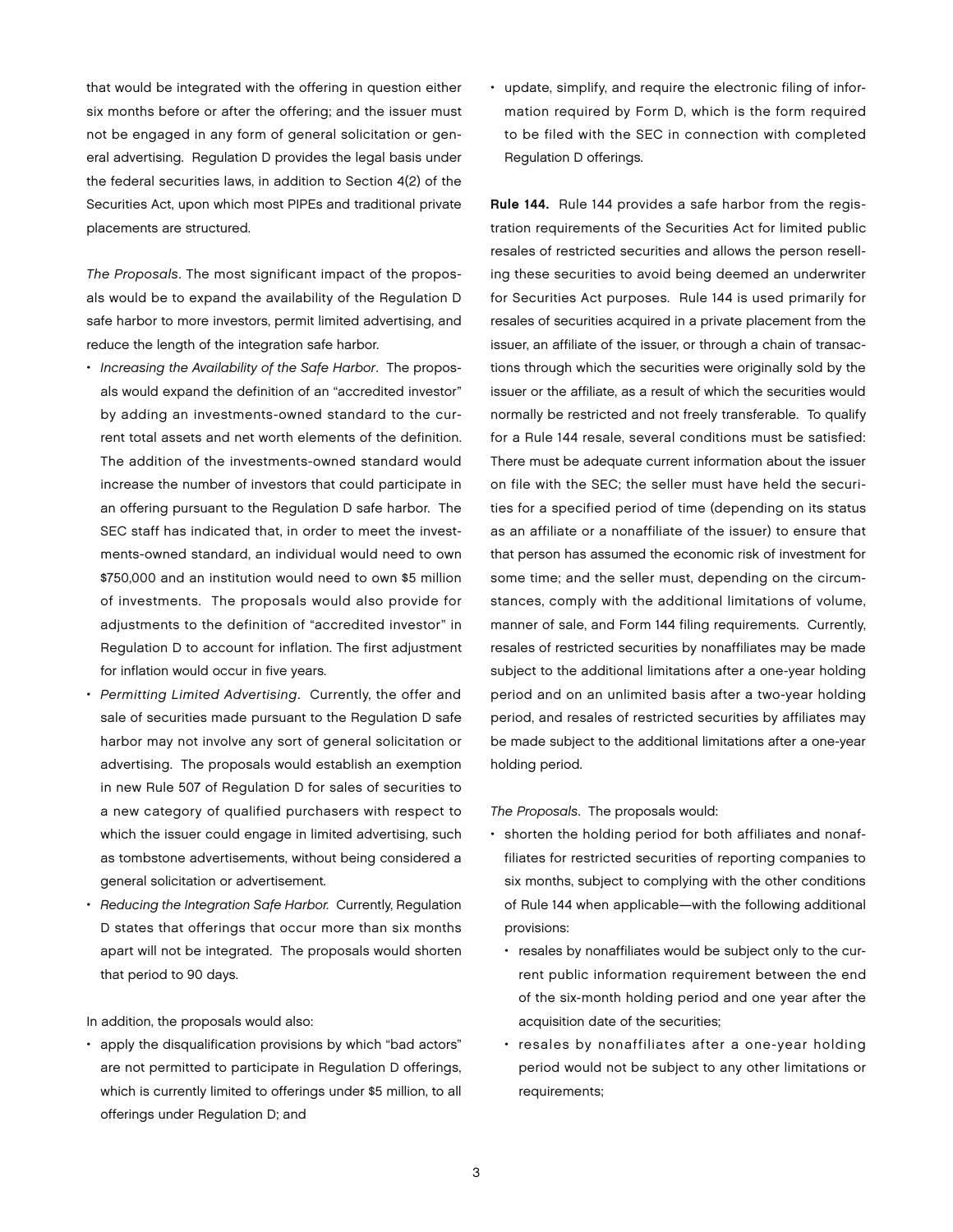that would be integrated with the offering in question either six months before or after the offering; and the issuer must not be engaged in any form of general solicitation or general advertising. Regulation D provides the legal basis under the federal securities laws, in addition to Section 4(2) of the Securities Act, upon which most PIPEs and traditional private placements are structured.

*The Proposals*. The most significant impact of the proposals would be to expand the availability of the Regulation D safe harbor to more investors, permit limited advertising, and reduce the length of the integration safe harbor.

- *Increasing the Availability of the Safe Harbor*. The proposals would expand the definition of an "accredited investor" by adding an investments-owned standard to the current total assets and net worth elements of the definition. The addition of the investments-owned standard would increase the number of investors that could participate in an offering pursuant to the Regulation D safe harbor. The SEC staff has indicated that, in order to meet the investments-owned standard, an individual would need to own $750,000 and an institution would need to own $5 million of investments. The proposals would also provide for adjustments to the definition of "accredited investor" in Regulation D to account for inflation. The first adjustment for inflation would occur in five years.
- *Permitting Limited Advertising*. Currently, the offer and sale of securities made pursuant to the Regulation D safe harbor may not involve any sort of general solicitation or advertising. The proposals would establish an exemption in new Rule 507 of Regulation D for sales of securities to a new category of qualified purchasers with respect to which the issuer could engage in limited advertising, such as tombstone advertisements, without being considered a general solicitation or advertisement.
- *Reducing the Integration Safe Harbor.* Currently, Regulation D states that offerings that occur more than six months apart will not be integrated. The proposals would shorten that period to 90 days.

In addition, the proposals would also:

- apply the disqualification provisions by which "bad actors" are not permitted to participate in Regulation D offerings, which is currently limited to offerings under $5 million, to all offerings under Regulation D; and
- update, simplify, and require the electronic filing of information required by Form D, which is the form required to be filed with the SEC in connection with completed Regulation D offerings.

**Rule 144.** Rule 144 provides a safe harbor from the registration requirements of the Securities Act for limited public resales of restricted securities and allows the person reselling these securities to avoid being deemed an underwriter for Securities Act purposes. Rule 144 is used primarily for resales of securities acquired in a private placement from the issuer, an affiliate of the issuer, or through a chain of transactions through which the securities were originally sold by the issuer or the affiliate, as a result of which the securities would normally be restricted and not freely transferable. To qualify for a Rule 144 resale, several conditions must be satisfied: There must be adequate current information about the issuer on file with the SEC; the seller must have held the securities for a specified period of time (depending on its status as an affiliate or a nonaffiliate of the issuer) to ensure that that person has assumed the economic risk of investment for some time; and the seller must, depending on the circumstances, comply with the additional limitations of volume, manner of sale, and Form 144 filing requirements. Currently, resales of restricted securities by nonaffiliates may be made subject to the additional limitations after a one-year holding period and on an unlimited basis after a two-year holding period, and resales of restricted securities by affiliates may be made subject to the additional limitations after a one-year holding period.

*The Proposals*. The proposals would:

- shorten the holding period for both affiliates and nonaffiliates for restricted securities of reporting companies to six months, subject to complying with the other conditions of Rule 144 when applicable—with the following additional provisions:
  - resales by nonaffiliates would be subject only to the current public information requirement between the end of the six-month holding period and one year after the acquisition date of the securities;
  - resales by nonaffiliates after a one-year holding period would not be subject to any other limitations or requirements;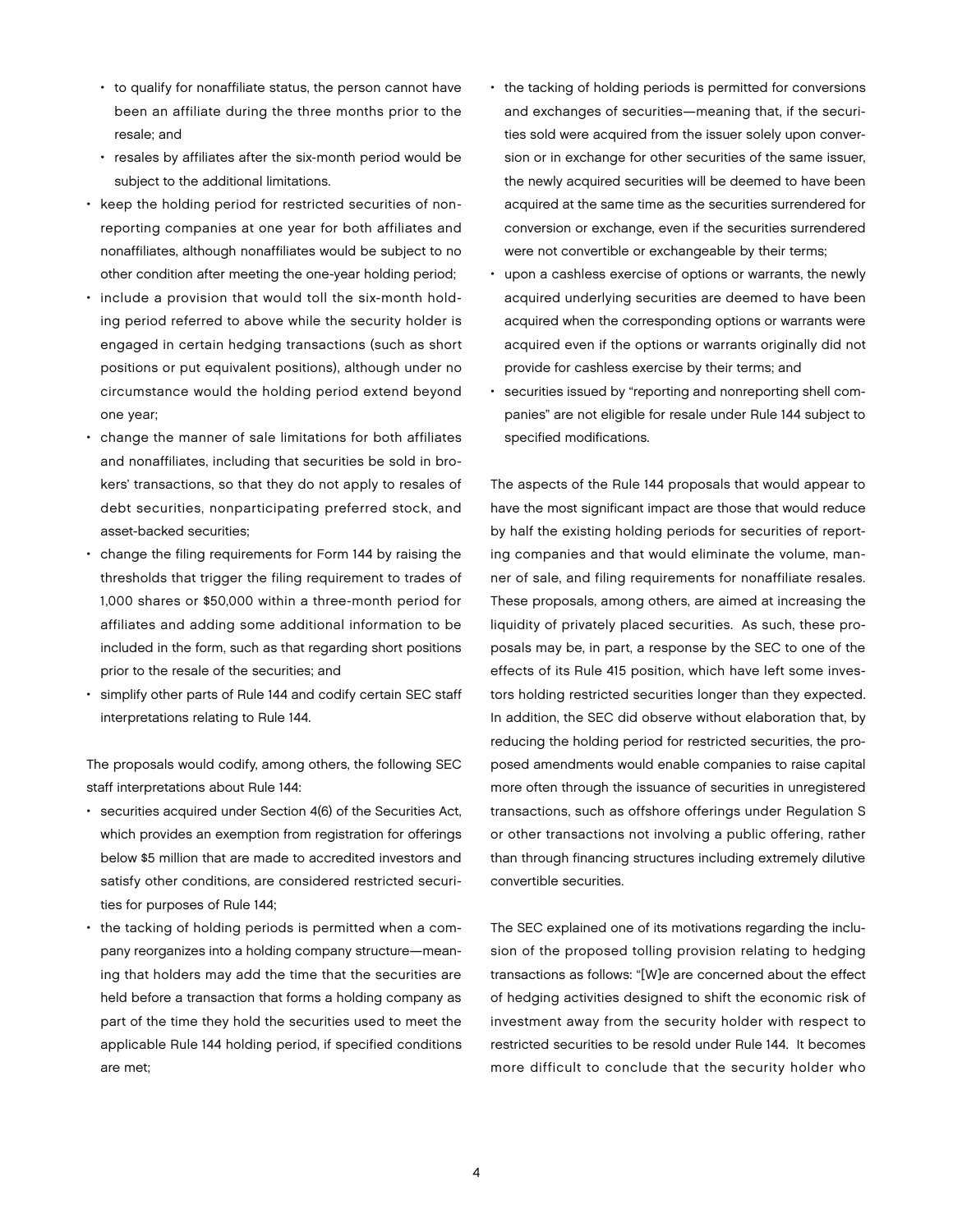- to qualify for nonaffiliate status, the person cannot have been an affiliate during the three months prior to the resale; and
- resales by affiliates after the six-month period would be subject to the additional limitations.

- keep the holding period for restricted securities of nonreporting companies at one year for both affiliates and nonaffiliates, although nonaffiliates would be subject to no other condition after meeting the one-year holding period;
- include a provision that would toll the six-month holding period referred to above while the security holder is engaged in certain hedging transactions (such as short positions or put equivalent positions), although under no circumstance would the holding period extend beyond one year;
- change the manner of sale limitations for both affiliates and nonaffiliates, including that securities be sold in brokers' transactions, so that they do not apply to resales of debt securities, nonparticipating preferred stock, and asset-backed securities;
- change the filing requirements for Form 144 by raising the thresholds that trigger the filing requirement to trades of 1,000 shares or $50,000 within a three-month period for affiliates and adding some additional information to be included in the form, such as that regarding short positions prior to the resale of the securities; and
- simplify other parts of Rule 144 and codify certain SEC staff interpretations relating to Rule 144.

The proposals would codify, among others, the following SEC staff interpretations about Rule 144:

- securities acquired under Section 4(6) of the Securities Act, which provides an exemption from registration for offerings below $5 million that are made to accredited investors and satisfy other conditions, are considered restricted securities for purposes of Rule 144;
- the tacking of holding periods is permitted when a company reorganizes into a holding company structure—meaning that holders may add the time that the securities are held before a transaction that forms a holding company as part of the time they hold the securities used to meet the applicable Rule 144 holding period, if specified conditions are met;
- the tacking of holding periods is permitted for conversions and exchanges of securities—meaning that, if the securities sold were acquired from the issuer solely upon conversion or in exchange for other securities of the same issuer, the newly acquired securities will be deemed to have been acquired at the same time as the securities surrendered for conversion or exchange, even if the securities surrendered were not convertible or exchangeable by their terms;
- upon a cashless exercise of options or warrants, the newly acquired underlying securities are deemed to have been acquired when the corresponding options or warrants were acquired even if the options or warrants originally did not provide for cashless exercise by their terms; and
- securities issued by "reporting and nonreporting shell companies" are not eligible for resale under Rule 144 subject to specified modifications.

The aspects of the Rule 144 proposals that would appear to have the most significant impact are those that would reduce by half the existing holding periods for securities of reporting companies and that would eliminate the volume, manner of sale, and filing requirements for nonaffiliate resales. These proposals, among others, are aimed at increasing the liquidity of privately placed securities. As such, these proposals may be, in part, a response by the SEC to one of the effects of its Rule 415 position, which have left some investors holding restricted securities longer than they expected. In addition, the SEC did observe without elaboration that, by reducing the holding period for restricted securities, the proposed amendments would enable companies to raise capital more often through the issuance of securities in unregistered transactions, such as offshore offerings under Regulation S or other transactions not involving a public offering, rather than through financing structures including extremely dilutive convertible securities.

The SEC explained one of its motivations regarding the inclusion of the proposed tolling provision relating to hedging transactions as follows: "[W]e are concerned about the effect of hedging activities designed to shift the economic risk of investment away from the security holder with respect to restricted securities to be resold under Rule 144. It becomes more difficult to conclude that the security holder who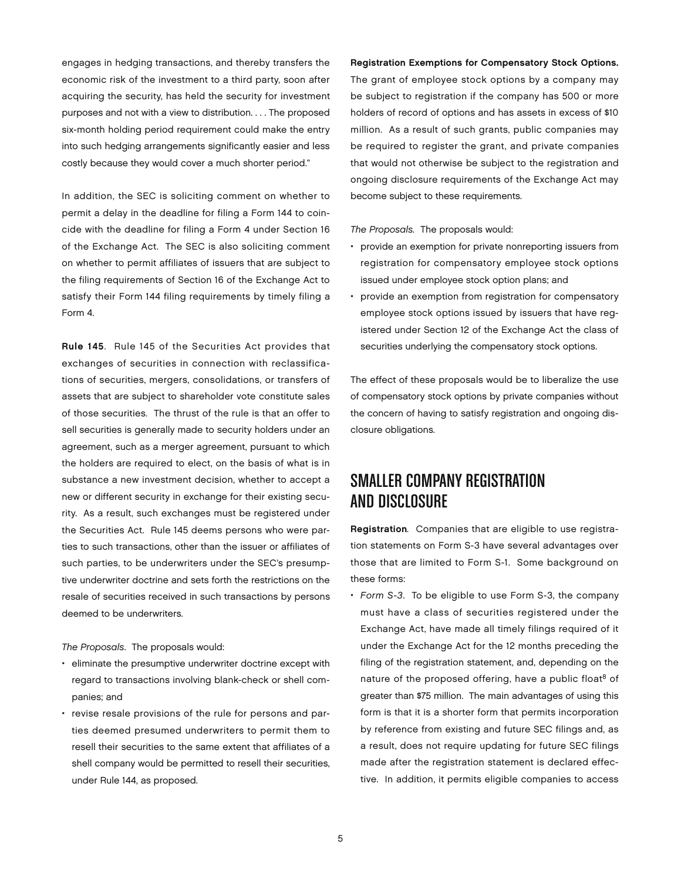engages in hedging transactions, and thereby transfers the economic risk of the investment to a third party, soon after acquiring the security, has held the security for investment purposes and not with a view to distribution. . . . The proposed six-month holding period requirement could make the entry into such hedging arrangements significantly easier and less costly because they would cover a much shorter period."

In addition, the SEC is soliciting comment on whether to permit a delay in the deadline for filing a Form 144 to coincide with the deadline for filing a Form 4 under Section 16 of the Exchange Act. The SEC is also soliciting comment on whether to permit affiliates of issuers that are subject to the filing requirements of Section 16 of the Exchange Act to satisfy their Form 144 filing requirements by timely filing a Form 4.

**Rule 145**. Rule 145 of the Securities Act provides that exchanges of securities in connection with reclassifications of securities, mergers, consolidations, or transfers of assets that are subject to shareholder vote constitute sales of those securities. The thrust of the rule is that an offer to sell securities is generally made to security holders under an agreement, such as a merger agreement, pursuant to which the holders are required to elect, on the basis of what is in substance a new investment decision, whether to accept a new or different security in exchange for their existing security. As a result, such exchanges must be registered under the Securities Act. Rule 145 deems persons who were parties to such transactions, other than the issuer or affiliates of such parties, to be underwriters under the SEC's presumptive underwriter doctrine and sets forth the restrictions on the resale of securities received in such transactions by persons deemed to be underwriters.

*The Proposals*. The proposals would:

- eliminate the presumptive underwriter doctrine except with regard to transactions involving blank-check or shell companies; and
- revise resale provisions of the rule for persons and parties deemed presumed underwriters to permit them to resell their securities to the same extent that affiliates of a shell company would be permitted to resell their securities, under Rule 144, as proposed.

**Registration Exemptions for Compensatory Stock Options.** The grant of employee stock options by a company may be subject to registration if the company has 500 or more holders of record of options and has assets in excess of $10 million. As a result of such grants, public companies may be required to register the grant, and private companies that would not otherwise be subject to the registration and ongoing disclosure requirements of the Exchange Act may become subject to these requirements.

*The Proposals*. The proposals would:

- provide an exemption for private nonreporting issuers from registration for compensatory employee stock options issued under employee stock option plans; and
- provide an exemption from registration for compensatory employee stock options issued by issuers that have registered under Section 12 of the Exchange Act the class of securities underlying the compensatory stock options.

The effect of these proposals would be to liberalize the use of compensatory stock options by private companies without the concern of having to satisfy registration and ongoing disclosure obligations.

## SMALLER COMPANY REGISTRATION AND DISCLOSURE

**Registration**. Companies that are eligible to use registration statements on Form S-3 have several advantages over those that are limited to Form S-1. Some background on these forms:

- *Form S-3*. To be eligible to use Form S-3, the company must have a class of securities registered under the Exchange Act, have made all timely filings required of it under the Exchange Act for the 12 months preceding the filing of the registration statement, and, depending on the nature of the proposed offering, have a public float[8] of greater than $75 million. The main advantages of using this form is that it is a shorter form that permits incorporation by reference from existing and future SEC filings and, as a result, does not require updating for future SEC filings made after the registration statement is declared effective. In addition, it permits eligible companies to access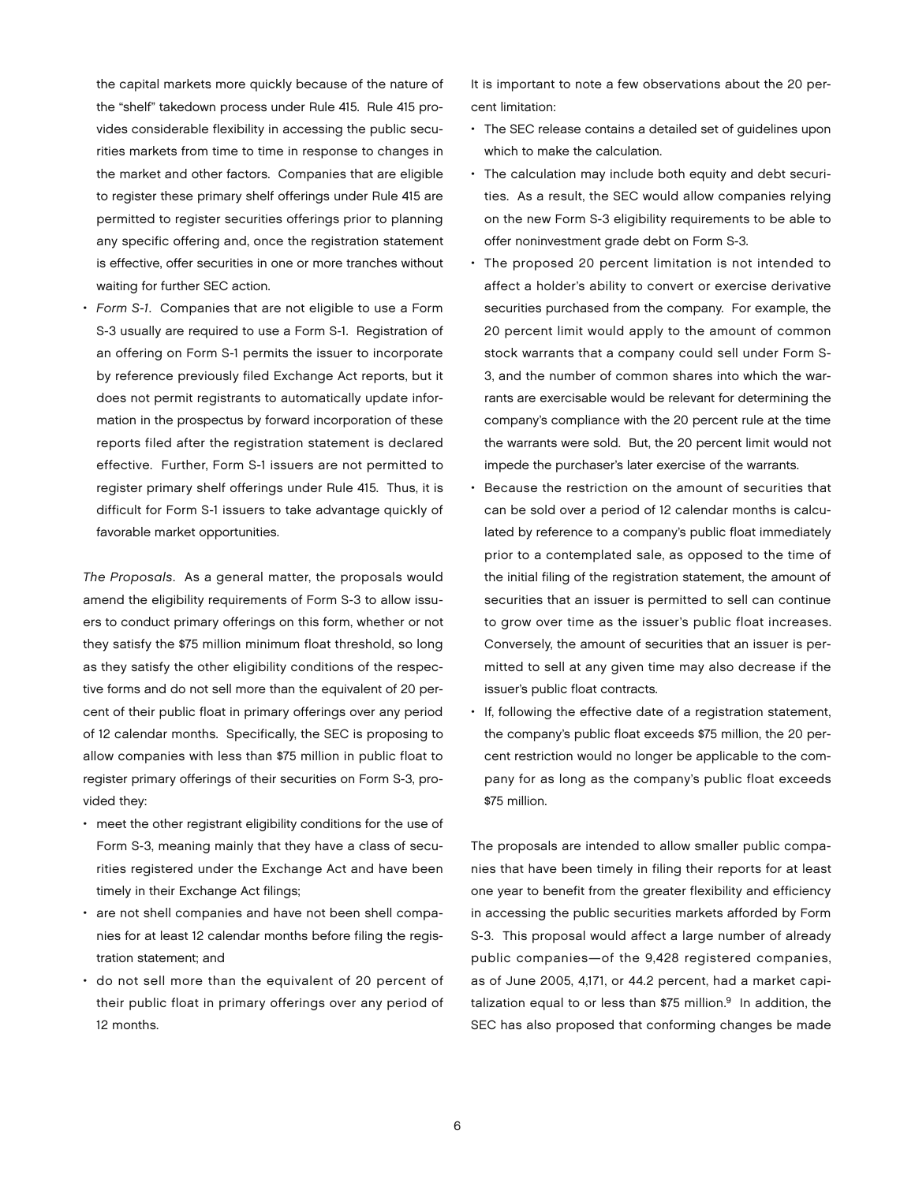the capital markets more quickly because of the nature of the "shelf" takedown process under Rule 415. Rule 415 provides considerable flexibility in accessing the public securities markets from time to time in response to changes in the market and other factors. Companies that are eligible to register these primary shelf offerings under Rule 415 are permitted to register securities offerings prior to planning any specific offering and, once the registration statement is effective, offer securities in one or more tranches without waiting for further SEC action.

- *Form S-1*. Companies that are not eligible to use a Form S-3 usually are required to use a Form S-1. Registration of an offering on Form S-1 permits the issuer to incorporate by reference previously filed Exchange Act reports, but it does not permit registrants to automatically update information in the prospectus by forward incorporation of these reports filed after the registration statement is declared effective. Further, Form S-1 issuers are not permitted to register primary shelf offerings under Rule 415. Thus, it is difficult for Form S-1 issuers to take advantage quickly of favorable market opportunities.

*The Proposals*. As a general matter, the proposals would amend the eligibility requirements of Form S-3 to allow issuers to conduct primary offerings on this form, whether or not they satisfy the $75 million minimum float threshold, so long as they satisfy the other eligibility conditions of the respective forms and do not sell more than the equivalent of 20 percent of their public float in primary offerings over any period of 12 calendar months. Specifically, the SEC is proposing to allow companies with less than $75 million in public float to register primary offerings of their securities on Form S-3, provided they:

- meet the other registrant eligibility conditions for the use of Form S-3, meaning mainly that they have a class of securities registered under the Exchange Act and have been timely in their Exchange Act filings;
- are not shell companies and have not been shell companies for at least 12 calendar months before filing the registration statement; and
- do not sell more than the equivalent of 20 percent of their public float in primary offerings over any period of 12 months.

It is important to note a few observations about the 20 percent limitation:

- The SEC release contains a detailed set of guidelines upon which to make the calculation.
- The calculation may include both equity and debt securities. As a result, the SEC would allow companies relying on the new Form S-3 eligibility requirements to be able to offer noninvestment grade debt on Form S-3.
- The proposed 20 percent limitation is not intended to affect a holder's ability to convert or exercise derivative securities purchased from the company. For example, the 20 percent limit would apply to the amount of common stock warrants that a company could sell under Form S-3, and the number of common shares into which the warrants are exercisable would be relevant for determining the company's compliance with the 20 percent rule at the time the warrants were sold. But, the 20 percent limit would not impede the purchaser's later exercise of the warrants.
- Because the restriction on the amount of securities that can be sold over a period of 12 calendar months is calculated by reference to a company's public float immediately prior to a contemplated sale, as opposed to the time of the initial filing of the registration statement, the amount of securities that an issuer is permitted to sell can continue to grow over time as the issuer's public float increases. Conversely, the amount of securities that an issuer is permitted to sell at any given time may also decrease if the issuer's public float contracts.
- If, following the effective date of a registration statement, the company's public float exceeds $75 million, the 20 percent restriction would no longer be applicable to the company for as long as the company's public float exceeds $75 million.

The proposals are intended to allow smaller public companies that have been timely in filing their reports for at least one year to benefit from the greater flexibility and efficiency in accessing the public securities markets afforded by Form S-3. This proposal would affect a large number of already public companies—of the 9,428 registered companies, as of June 2005, 4,171, or 44.2 percent, had a market capitalization equal to or less than $75 million.[9] In addition, the SEC has also proposed that conforming changes be made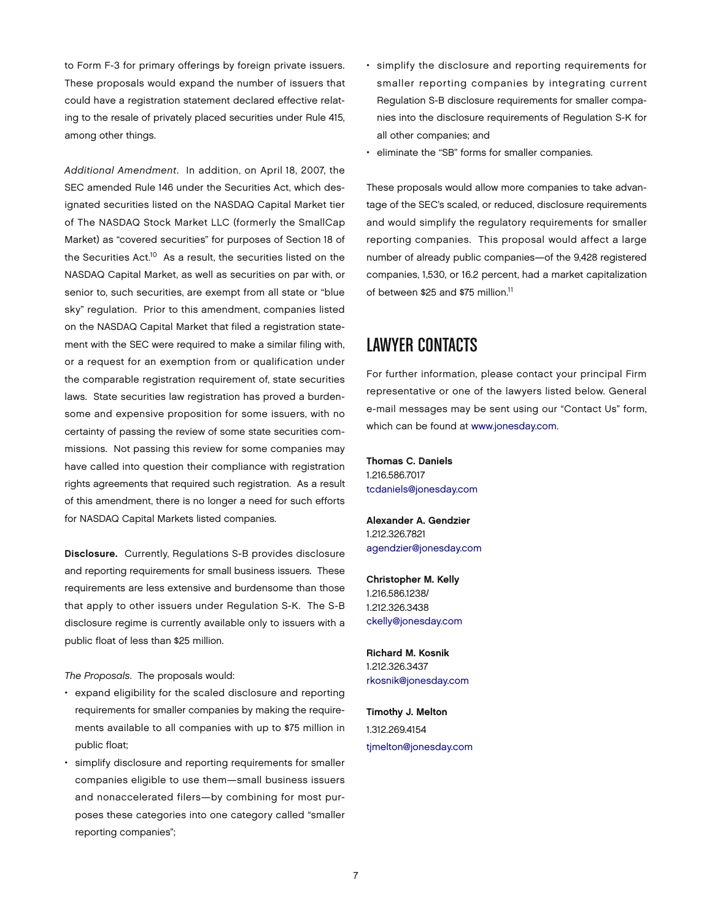to Form F-3 for primary offerings by foreign private issuers. These proposals would expand the number of issuers that could have a registration statement declared effective relating to the resale of privately placed securities under Rule 415, among other things.

*Additional Amendment*. In addition, on April 18, 2007, the SEC amended Rule 146 under the Securities Act, which designated securities listed on the NASDAQ Capital Market tier of The NASDAQ Stock Market LLC (formerly the SmallCap Market) as "covered securities" for purposes of Section 18 of the Securities Act.[10] As a result, the securities listed on the NASDAQ Capital Market, as well as securities on par with, or senior to, such securities, are exempt from all state or "blue sky" regulation. Prior to this amendment, companies listed on the NASDAQ Capital Market that filed a registration statement with the SEC were required to make a similar filing with, or a request for an exemption from or qualification under the comparable registration requirement of, state securities laws. State securities law registration has proved a burdensome and expensive proposition for some issuers, with no certainty of passing the review of some state securities commissions. Not passing this review for some companies may have called into question their compliance with registration rights agreements that required such registration. As a result of this amendment, there is no longer a need for such efforts for NASDAQ Capital Markets listed companies.

**Disclosure.** Currently, Regulations S-B provides disclosure and reporting requirements for small business issuers. These requirements are less extensive and burdensome than those that apply to other issuers under Regulation S-K. The S-B disclosure regime is currently available only to issuers with a public float of less than $25 million.

*The Proposals*. The proposals would:

- expand eligibility for the scaled disclosure and reporting requirements for smaller companies by making the requirements available to all companies with up to $75 million in public float;
- simplify disclosure and reporting requirements for smaller companies eligible to use them—small business issuers and nonaccelerated filers—by combining for most purposes these categories into one category called "smaller reporting companies";
- simplify the disclosure and reporting requirements for smaller reporting companies by integrating current Regulation S-B disclosure requirements for smaller companies into the disclosure requirements of Regulation S-K for all other companies; and
- eliminate the "SB" forms for smaller companies.

These proposals would allow more companies to take advantage of the SEC's scaled, or reduced, disclosure requirements and would simplify the regulatory requirements for smaller reporting companies. This proposal would affect a large number of already public companies—of the 9,428 registered companies, 1,530, or 16.2 percent, had a market capitalization of between $25 and $75 million.[11]

## LAWYER CONTACTS

For further information, please contact your principal Firm representative or one of the lawyers listed below. General e-mail messages may be sent using our "Contact Us" form, which can be found at www.jonesday.com.

**Thomas C. Daniels**
1.216.586.7017
tcdaniels@jonesday.com

**Alexander A. Gendzier**
1.212.326.7821
agendzier@jonesday.com

**Christopher M. Kelly**
1.216.586.1238/
1.212.326.3438
ckelly@jonesday.com

**Richard M. Kosnik**
1.212.326.3437
rkosnik@jonesday.com

**Timothy J. Melton**
1.312.269.4154
tjmelton@jonesday.com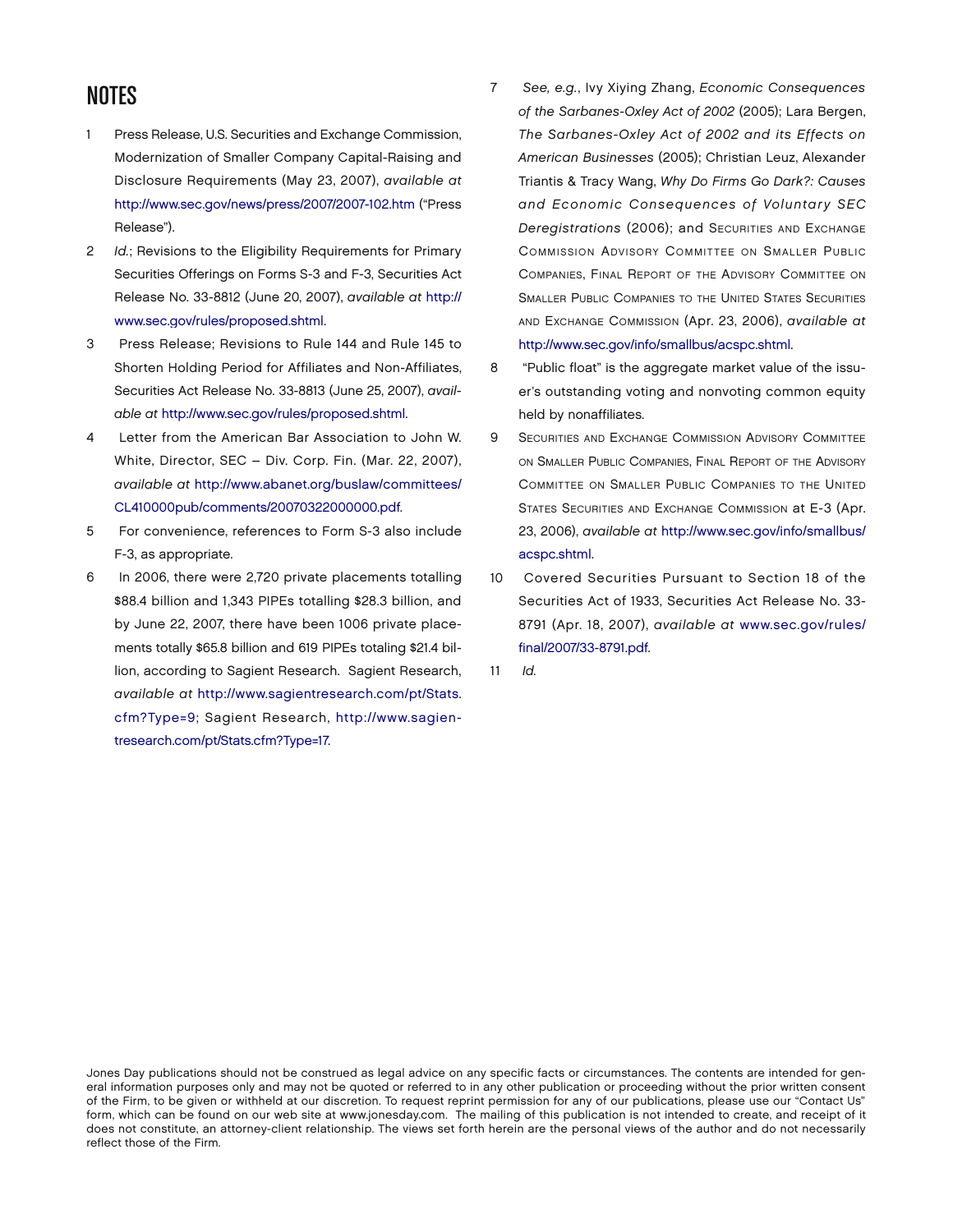## NOTES

1 Press Release, U.S. Securities and Exchange Commission, Modernization of Smaller Company Capital-Raising and Disclosure Requirements (May 23, 2007), *available at* http://www.sec.gov/news/press/2007/2007-102.htm ("Press Release").

2 *Id.*; Revisions to the Eligibility Requirements for Primary Securities Offerings on Forms S-3 and F-3, Securities Act Release No. 33-8812 (June 20, 2007), *available at* http://www.sec.gov/rules/proposed.shtml.

3 Press Release; Revisions to Rule 144 and Rule 145 to Shorten Holding Period for Affiliates and Non-Affiliates, Securities Act Release No. 33-8813 (June 25, 2007), *available at* http://www.sec.gov/rules/proposed.shtml.

4 Letter from the American Bar Association to John W. White, Director, SEC – Div. Corp. Fin. (Mar. 22, 2007), *available at* http://www.abanet.org/buslaw/committees/CL410000pub/comments/20070322000000.pdf.

5 For convenience, references to Form S-3 also include F-3, as appropriate.

6 In 2006, there were 2,720 private placements totalling $88.4 billion and 1,343 PIPEs totalling $28.3 billion, and by June 22, 2007, there have been 1006 private placements totally $65.8 billion and 619 PIPEs totaling $21.4 billion, according to Sagient Research. Sagient Research, *available at* http://www.sagientresearch.com/pt/Stats.cfm?Type=9; Sagient Research, http://www.sagientresearch.com/pt/Stats.cfm?Type=17.

7 *See, e.g.*, Ivy Xiying Zhang, *Economic Consequences of the Sarbanes-Oxley Act of 2002* (2005); Lara Bergen, *The Sarbanes-Oxley Act of 2002 and its Effects on American Businesses* (2005); Christian Leuz, Alexander Triantis & Tracy Wang, *Why Do Firms Go Dark?: Causes and Economic Consequences of Voluntary SEC Deregistrations* (2006); and Securities and Exchange Commission Advisory Committee on Smaller Public Companies, Final Report of the Advisory Committee on Smaller Public Companies to the United States Securities and Exchange Commission (Apr. 23, 2006), *available at* http://www.sec.gov/info/smallbus/acspc.shtml.

8 "Public float" is the aggregate market value of the issuer's outstanding voting and nonvoting common equity held by nonaffiliates.

9 Securities and Exchange Commission Advisory Committee on Smaller Public Companies, Final Report of the Advisory Committee on Smaller Public Companies to the United States Securities and Exchange Commission at E-3 (Apr. 23, 2006), *available at* http://www.sec.gov/info/smallbus/acspc.shtml.

10 Covered Securities Pursuant to Section 18 of the Securities Act of 1933, Securities Act Release No. 33-8791 (Apr. 18, 2007), *available at* www.sec.gov/rules/final/2007/33-8791.pdf.

11 *Id.*

Jones Day publications should not be construed as legal advice on any specific facts or circumstances. The contents are intended for general information purposes only and may not be quoted or referred to in any other publication or proceeding without the prior written consent of the Firm, to be given or withheld at our discretion. To request reprint permission for any of our publications, please use our "Contact Us" form, which can be found on our web site at www.jonesday.com. The mailing of this publication is not intended to create, and receipt of it does not constitute, an attorney-client relationship. The views set forth herein are the personal views of the author and do not necessarily reflect those of the Firm.